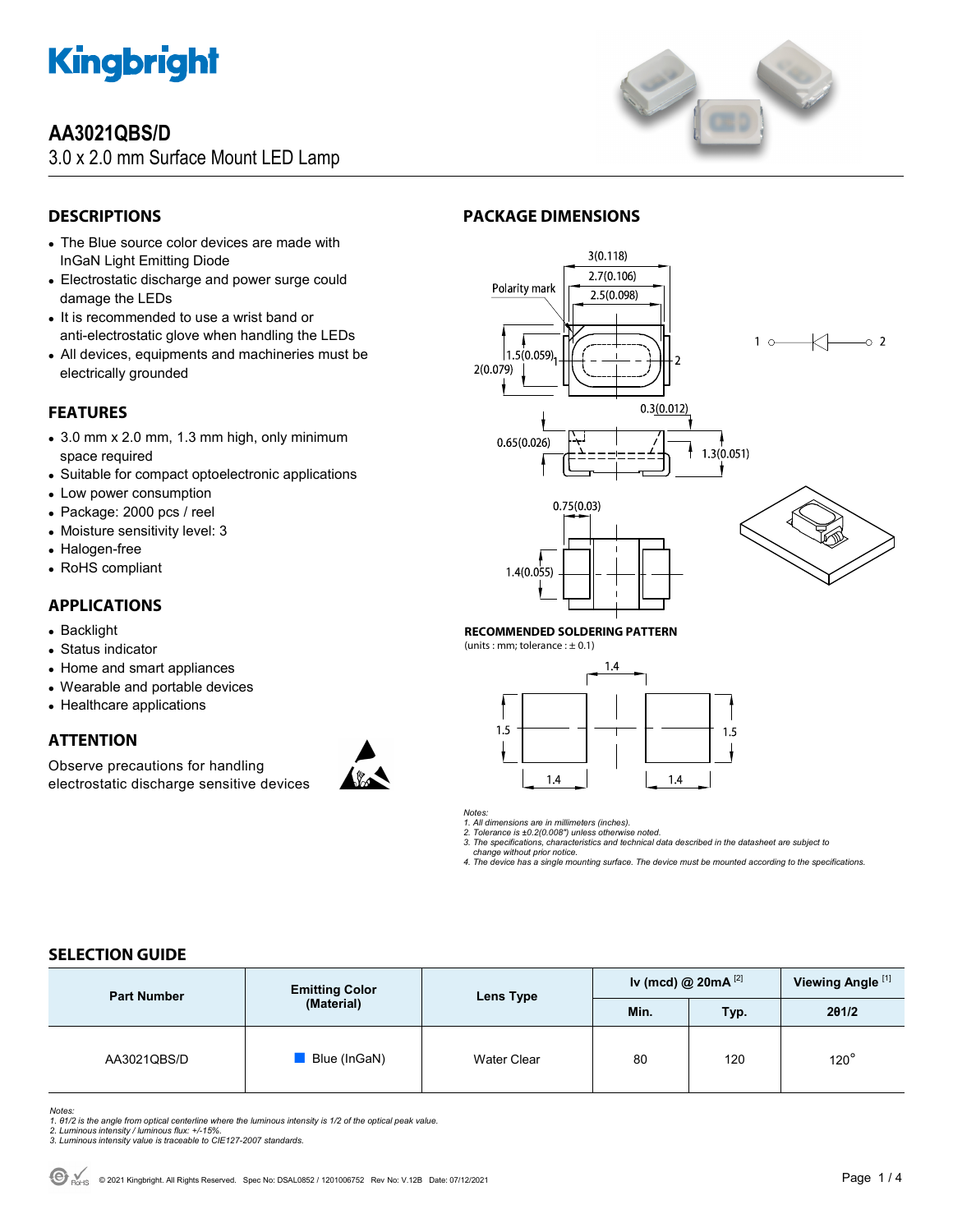# Kingbright

# AA3021QBS/D

3.0 x 2.0 mm Surface Mount LED Lamp

## DESCRIPTIONS

- The Blue source color devices are made with InGaN Light Emitting Diode
- Electrostatic discharge and power surge could damage the LEDs
- It is recommended to use a wrist band or anti-electrostatic glove when handling the LEDs
- All devices, equipments and machineries must be electrically grounded

## FEATURES

- 3.0 mm x 2.0 mm, 1.3 mm high, only minimum space required
- Suitable for compact optoelectronic applications
- Low power consumption
- Package: 2000 pcs / reel
- Moisture sensitivity level: 3
- Halogen-free
- RoHS compliant

## APPLICATIONS

- Backlight
- Status indicator
- Home and smart appliances
- Wearable and portable devices
- Healthcare applications

## ATTENTION

Observe precautions for handling electrostatic discharge sensitive devices

## PACKAGE DIMENSIONS

3(0.118)
2.7(0.106)
2.5(0.098)
Polarity mark
1.5(0.059)
2(0.079)
0.3(0.012)
0.65(0.026)
1.3(0.051)
0.75(0.03)
1.4(0.055)

**RECOMMENDED SOLDERING PATTERN**
(units : mm; tolerance : ± 0.1)

1.4
1.5
1.5
1.4
1.4

*Notes:*
*1. All dimensions are in millimeters (inches).*
*2. Tolerance is ±0.2(0.008") unless otherwise noted.*
*3. The specifications, characteristics and technical data described in the datasheet are subject to change without prior notice.*
*4. The device has a single mounting surface. The device must be mounted according to the specifications.*

## SELECTION GUIDE

| Part Number | Emitting Color (Material) | Lens Type | Iv (mcd) @ 20mA [2] | | Viewing Angle [1] |
|---|---|---|---|---|---|
| | | | Min. | Typ. | 2θ1/2 |
| AA3021QBS/D | Blue (InGaN) | Water Clear | 80 | 120 | 120° |

*Notes:*
*1. θ1/2 is the angle from optical centerline where the luminous intensity is 1/2 of the optical peak value.*
*2. Luminous intensity / luminous flux: +/-15%.*
*3. Luminous intensity value is traceable to CIE127-2007 standards.*

© 2021 Kingbright. All Rights Reserved. Spec No: DSAL0852 / 1201006752 Rev No: V.12B Date: 07/12/2021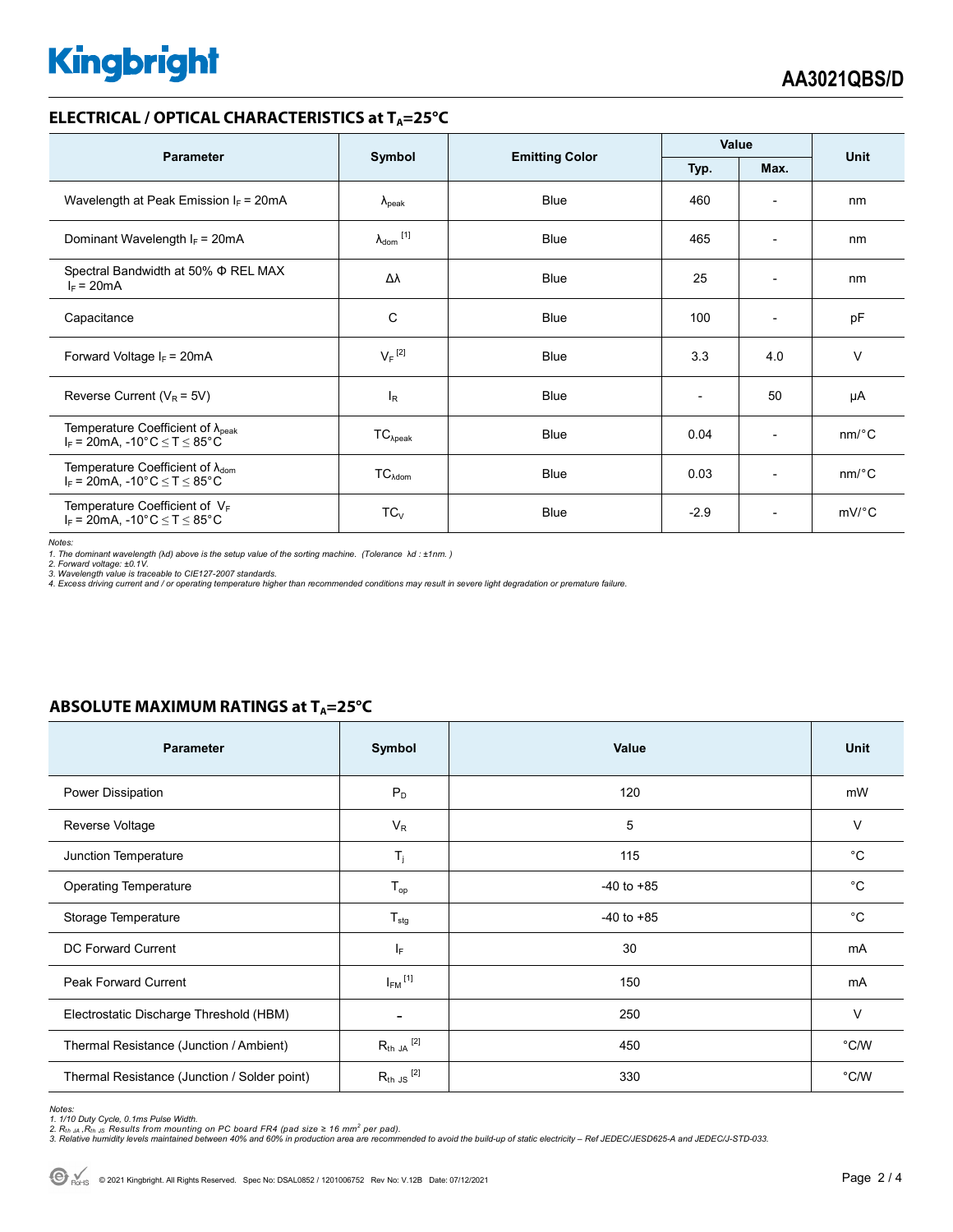## ELECTRICAL / OPTICAL CHARACTERISTICS at $T_A$=25°C

| Parameter | Symbol | Emitting Color | Value | | Unit |
|---|---|---|---|---|---|
| | | | Typ. | Max. | |
| Wavelength at Peak Emission $I_F$ = 20mA | $\lambda_{peak}$ | Blue | 460 | - | nm |
| Dominant Wavelength $I_F$ = 20mA | $\lambda_{dom}$ [1] | Blue | 465 | - | nm |
| Spectral Bandwidth at 50% Φ REL MAX $I_F$ = 20mA | Δλ | Blue | 25 | - | nm |
| Capacitance | C | Blue | 100 | - | pF |
| Forward Voltage $I_F$ = 20mA | $V_F$ [2] | Blue | 3.3 | 4.0 | V |
| Reverse Current ($V_R$ = 5V) | $I_R$ | Blue | - | 50 | µA |
| Temperature Coefficient of $\lambda_{peak}$ $I_F$ = 20mA, -10°C ≤ T ≤ 85°C | $TC_{\lambda peak}$ | Blue | 0.04 | - | nm/°C |
| Temperature Coefficient of $\lambda_{dom}$ $I_F$ = 20mA, -10°C ≤ T ≤ 85°C | $TC_{\lambda dom}$ | Blue | 0.03 | - | nm/°C |
| Temperature Coefficient of $V_F$ $I_F$ = 20mA, -10°C ≤ T ≤ 85°C | $TC_V$ | Blue | -2.9 | - | mV/°C |

*Notes:*
*1. The dominant wavelength (λd) above is the setup value of the sorting machine. (Tolerance λd : ±1nm. )*
*2. Forward voltage: ±0.1V.*
*3. Wavelength value is traceable to CIE127-2007 standards.*
*4. Excess driving current and / or operating temperature higher than recommended conditions may result in severe light degradation or premature failure.*

## ABSOLUTE MAXIMUM RATINGS at $T_A$=25°C

| Parameter | Symbol | Value | Unit |
|---|---|---|---|
| Power Dissipation | $P_D$ | 120 | mW |
| Reverse Voltage | $V_R$ | 5 | V |
| Junction Temperature | $T_j$ | 115 | °C |
| Operating Temperature | $T_{op}$ | -40 to +85 | °C |
| Storage Temperature | $T_{stg}$ | -40 to +85 | °C |
| DC Forward Current | $I_F$ | 30 | mA |
| Peak Forward Current | $I_{FM}$ [1] | 150 | mA |
| Electrostatic Discharge Threshold (HBM) | - | 250 | V |
| Thermal Resistance (Junction / Ambient) | $R_{th\ JA}$ [2] | 450 | °C/W |
| Thermal Resistance (Junction / Solder point) | $R_{th\ JS}$ [2] | 330 | °C/W |

*Notes:*
*1. 1/10 Duty Cycle, 0.1ms Pulse Width.*
*2. $R_{th\ JA}$ ,$R_{th\ JS}$ Results from mounting on PC board FR4 (pad size ≥ 16 $mm^2$ per pad).*
*3. Relative humidity levels maintained between 40% and 60% in production area are recommended to avoid the build-up of static electricity – Ref JEDEC/JESD625-A and JEDEC/J-STD-033.*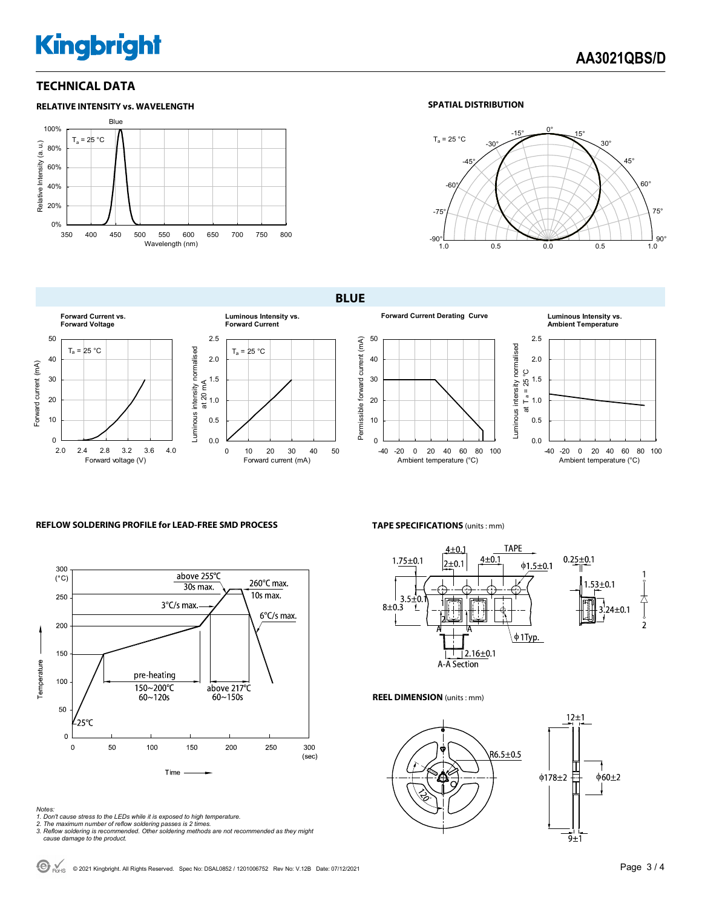## TECHNICAL DATA

### RELATIVE INTENSITY vs. WAVELENGTH

Blue

$T_a$ = 25 °C

Relative Intensity (a.u.)

Wavelength (nm)

### SPATIAL DISTRIBUTION

$T_a$ = 25 °C

## BLUE

**Forward Current vs. Forward Voltage**

$T_a$ = 25 °C

Forward current (mA)

Forward voltage (V)

**Luminous Intensity vs. Forward Current**

$T_a$ = 25 °C

Luminous intensity normalised at 20 mA

Forward current (mA)

**Forward Current Derating Curve**

Permissible forward current (mA)

Ambient temperature (°C)

**Luminous Intensity vs. Ambient Temperature**

Luminous intensity normalised at $T_a$ = 25 °C

Ambient temperature (°C)

### REFLOW SOLDERING PROFILE for LEAD-FREE SMD PROCESS

above 255℃ 30s max.

260℃ max. 10s max.

3℃/s max.

6℃/s max.

pre-heating 150~200℃ 60~120s

above 217℃ 60~150s

25℃

Temperature (°C)

Time (sec)

*Notes:*
*1. Don't cause stress to the LEDs while it is exposed to high temperature.*
*2. The maximum number of reflow soldering passes is 2 times.*
*3. Reflow soldering is recommended. Other soldering methods are not recommended as they might cause damage to the product.*

### TAPE SPECIFICATIONS (units : mm)

TAPE: 4±0.1, 2±0.1, 4±0.1, ϕ1.5±0.1, 1.75±0.1, 3.5±0.1, 8±0.3, ϕ1Typ., 2.16±0.1, A-A Section, 0.25±0.1, 1.53±0.1, 3.24±0.1

### REEL DIMENSION (units : mm)

R6.5±0.5, 120°, 12±1, ϕ178±2, ϕ60±2, 9±1

© 2021 Kingbright. All Rights Reserved. Spec No: DSAL0852 / 1201006752 Rev No: V.12B Date: 07/12/2021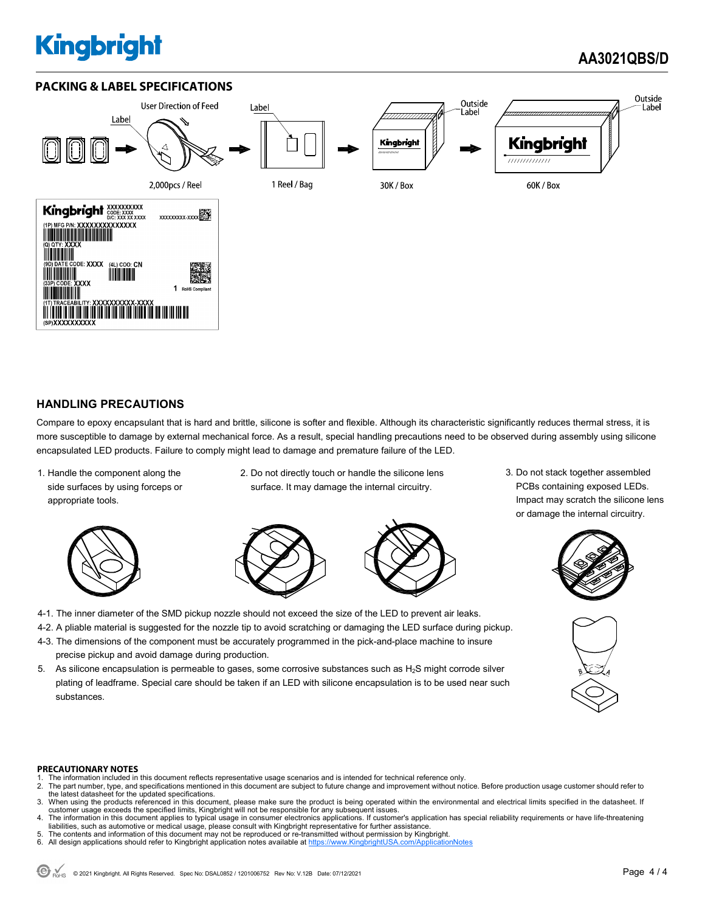## PACKING & LABEL SPECIFICATIONS

User Direction of Feed

Label

Label

Outside Label

Outside Label

2,000pcs / Reel

1 Reel / Bag

30K / Box

60K / Box

## HANDLING PRECAUTIONS

Compare to epoxy encapsulant that is hard and brittle, silicone is softer and flexible. Although its characteristic significantly reduces thermal stress, it is more susceptible to damage by external mechanical force. As a result, special handling precautions need to be observed during assembly using silicone encapsulated LED products. Failure to comply might lead to damage and premature failure of the LED.

1. Handle the component along the side surfaces by using forceps or appropriate tools.
2. Do not directly touch or handle the silicone lens surface. It may damage the internal circuitry.
3. Do not stack together assembled PCBs containing exposed LEDs. Impact may scratch the silicone lens or damage the internal circuitry.

4-1. The inner diameter of the SMD pickup nozzle should not exceed the size of the LED to prevent air leaks.

4-2. A pliable material is suggested for the nozzle tip to avoid scratching or damaging the LED surface during pickup.

4-3. The dimensions of the component must be accurately programmed in the pick-and-place machine to insure precise pickup and avoid damage during production.

5. As silicone encapsulation is permeable to gases, some corrosive substances such as $H_2S$ might corrode silver plating of leadframe. Special care should be taken if an LED with silicone encapsulation is to be used near such substances.

### PRECAUTIONARY NOTES

1. The information included in this document reflects representative usage scenarios and is intended for technical reference only.
2. The part number, type, and specifications mentioned in this document are subject to future change and improvement without notice. Before production usage customer should refer to the latest datasheet for the updated specifications.
3. When using the products referenced in this document, please make sure the product is being operated within the environmental and electrical limits specified in the datasheet. If customer usage exceeds the specified limits, Kingbright will not be responsible for any subsequent issues.
4. The information in this document applies to typical usage in consumer electronics applications. If customer's application has special reliability requirements or have life-threatening liabilities, such as automotive or medical usage, please consult with Kingbright representative for further assistance.
5. The contents and information of this document may not be reproduced or re-transmitted without permission by Kingbright.
6. All design applications should refer to Kingbright application notes available at https://www.KingbrightUSA.com/ApplicationNotes

© 2021 Kingbright. All Rights Reserved. Spec No: DSAL0852 / 1201006752 Rev No: V.12B Date: 07/12/2021